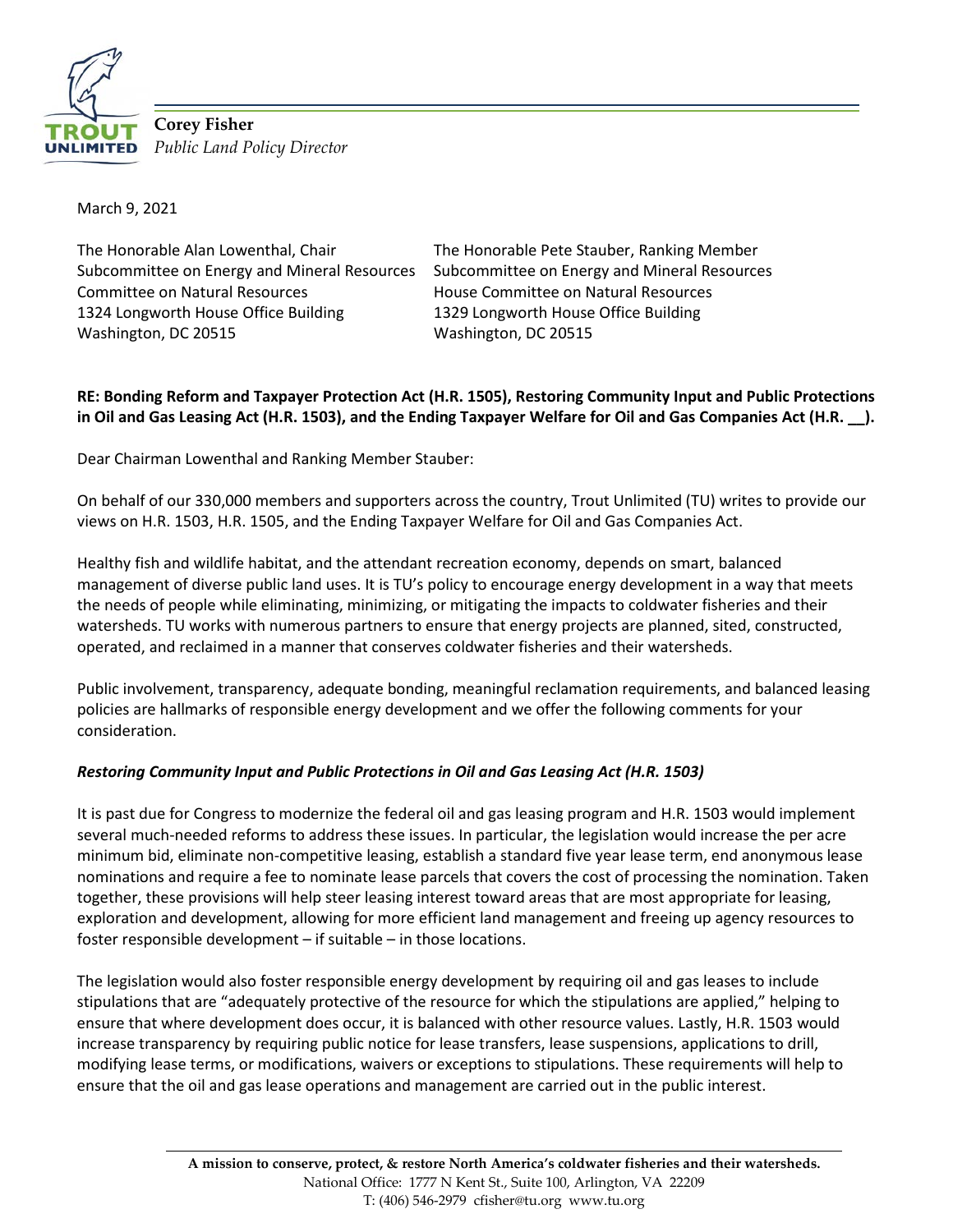**Corey Fisher**
*Public Land Policy Director*

March 9, 2021

The Honorable Alan Lowenthal, Chair
Subcommittee on Energy and Mineral Resources
Committee on Natural Resources
1324 Longworth House Office Building
Washington, DC 20515

The Honorable Pete Stauber, Ranking Member
Subcommittee on Energy and Mineral Resources
House Committee on Natural Resources
1329 Longworth House Office Building
Washington, DC 20515

**RE: Bonding Reform and Taxpayer Protection Act (H.R. 1505), Restoring Community Input and Public Protections in Oil and Gas Leasing Act (H.R. 1503), and the Ending Taxpayer Welfare for Oil and Gas Companies Act (H.R. __).**

Dear Chairman Lowenthal and Ranking Member Stauber:

On behalf of our 330,000 members and supporters across the country, Trout Unlimited (TU) writes to provide our views on H.R. 1503, H.R. 1505, and the Ending Taxpayer Welfare for Oil and Gas Companies Act.

Healthy fish and wildlife habitat, and the attendant recreation economy, depends on smart, balanced management of diverse public land uses. It is TU's policy to encourage energy development in a way that meets the needs of people while eliminating, minimizing, or mitigating the impacts to coldwater fisheries and their watersheds. TU works with numerous partners to ensure that energy projects are planned, sited, constructed, operated, and reclaimed in a manner that conserves coldwater fisheries and their watersheds.

Public involvement, transparency, adequate bonding, meaningful reclamation requirements, and balanced leasing policies are hallmarks of responsible energy development and we offer the following comments for your consideration.

***Restoring Community Input and Public Protections in Oil and Gas Leasing Act (H.R. 1503)***

It is past due for Congress to modernize the federal oil and gas leasing program and H.R. 1503 would implement several much-needed reforms to address these issues. In particular, the legislation would increase the per acre minimum bid, eliminate non-competitive leasing, establish a standard five year lease term, end anonymous lease nominations and require a fee to nominate lease parcels that covers the cost of processing the nomination. Taken together, these provisions will help steer leasing interest toward areas that are most appropriate for leasing, exploration and development, allowing for more efficient land management and freeing up agency resources to foster responsible development – if suitable – in those locations.

The legislation would also foster responsible energy development by requiring oil and gas leases to include stipulations that are "adequately protective of the resource for which the stipulations are applied," helping to ensure that where development does occur, it is balanced with other resource values. Lastly, H.R. 1503 would increase transparency by requiring public notice for lease transfers, lease suspensions, applications to drill, modifying lease terms, or modifications, waivers or exceptions to stipulations. These requirements will help to ensure that the oil and gas lease operations and management are carried out in the public interest.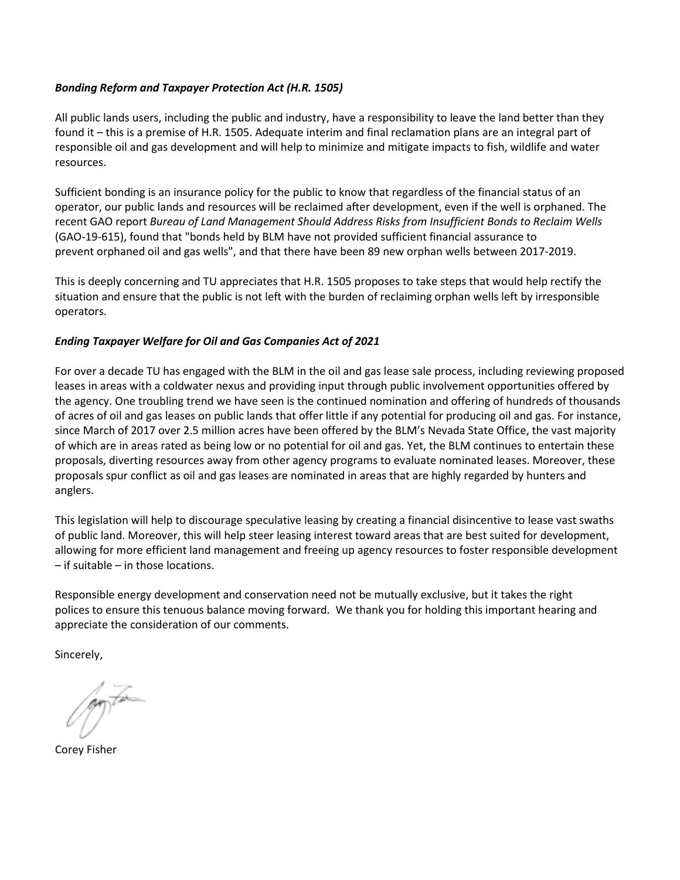***Bonding Reform and Taxpayer Protection Act (H.R. 1505)***

All public lands users, including the public and industry, have a responsibility to leave the land better than they found it – this is a premise of H.R. 1505. Adequate interim and final reclamation plans are an integral part of responsible oil and gas development and will help to minimize and mitigate impacts to fish, wildlife and water resources.

Sufficient bonding is an insurance policy for the public to know that regardless of the financial status of an operator, our public lands and resources will be reclaimed after development, even if the well is orphaned. The recent GAO report *Bureau of Land Management Should Address Risks from Insufficient Bonds to Reclaim Wells* (GAO-19-615), found that "bonds held by BLM have not provided sufficient financial assurance to prevent orphaned oil and gas wells", and that there have been 89 new orphan wells between 2017-2019.

This is deeply concerning and TU appreciates that H.R. 1505 proposes to take steps that would help rectify the situation and ensure that the public is not left with the burden of reclaiming orphan wells left by irresponsible operators.

***Ending Taxpayer Welfare for Oil and Gas Companies Act of 2021***

For over a decade TU has engaged with the BLM in the oil and gas lease sale process, including reviewing proposed leases in areas with a coldwater nexus and providing input through public involvement opportunities offered by the agency. One troubling trend we have seen is the continued nomination and offering of hundreds of thousands of acres of oil and gas leases on public lands that offer little if any potential for producing oil and gas. For instance, since March of 2017 over 2.5 million acres have been offered by the BLM's Nevada State Office, the vast majority of which are in areas rated as being low or no potential for oil and gas. Yet, the BLM continues to entertain these proposals, diverting resources away from other agency programs to evaluate nominated leases. Moreover, these proposals spur conflict as oil and gas leases are nominated in areas that are highly regarded by hunters and anglers.

This legislation will help to discourage speculative leasing by creating a financial disincentive to lease vast swaths of public land. Moreover, this will help steer leasing interest toward areas that are best suited for development, allowing for more efficient land management and freeing up agency resources to foster responsible development – if suitable – in those locations.

Responsible energy development and conservation need not be mutually exclusive, but it takes the right polices to ensure this tenuous balance moving forward. We thank you for holding this important hearing and appreciate the consideration of our comments.

Sincerely,

Corey Fisher